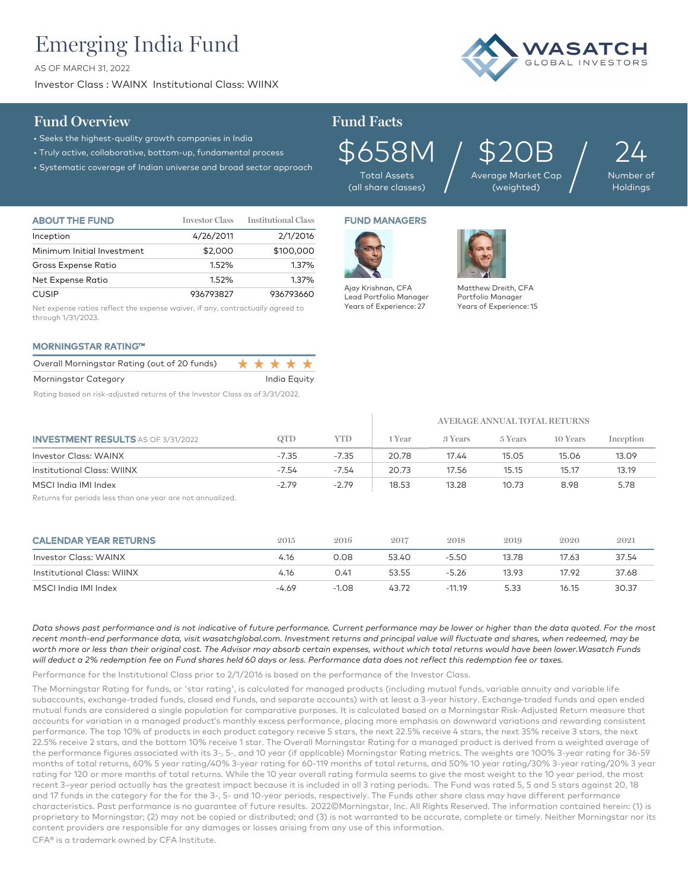# Emerging India Fund

AS OF MARCH 31, 2022

Investor Class : WAINX Institutional Class: WIINX

WASATCH GLOBAL INVESTORS

## Fund Overview

- Seeks the highest-quality growth companies in India
- Truly active, collaborative, bottom-up, fundamental process
- Systematic coverage of Indian universe and broad sector approach

## Fund Facts

| $658M | $20B | 24 |
|---|---|---|
| Total Assets (all share classes) | Average Market Cap (weighted) | Number of Holdings |

### ABOUT THE FUND

| | Investor Class | Institutional Class |
|---|---|---|
| Inception | 4/26/2011 | 2/1/2016 |
| Minimum Initial Investment | $2,000 | $100,000 |
| Gross Expense Ratio | 1.52% | 1.37% |
| Net Expense Ratio | 1.52% | 1.37% |
| CUSIP | 936793827 | 936793660 |

Net expense ratios reflect the expense waiver, if any, contractually agreed to through 1/31/2023.

### FUND MANAGERS

Ajay Krishnan, CFA
Lead Portfolio Manager
Years of Experience: 27

Matthew Dreith, CFA
Portfolio Manager
Years of Experience: 15

### MORNINGSTAR RATING™

| | |
|---|---|
| Overall Morningstar Rating (out of 20 funds) | ★★★★★ |
| Morningstar Category | India Equity |

Rating based on risk-adjusted returns of the Investor Class as of 3/31/2022.

### INVESTMENT RESULTS AS OF 3/31/2022

| | QTD | YTD | AVERAGE ANNUAL TOTAL RETURNS 1 Year | 3 Years | 5 Years | 10 Years | Inception |
|---|---|---|---|---|---|---|---|
| Investor Class: WAINX | -7.35 | -7.35 | 20.78 | 17.44 | 15.05 | 15.06 | 13.09 |
| Institutional Class: WIINX | -7.54 | -7.54 | 20.73 | 17.56 | 15.15 | 15.17 | 13.19 |
| MSCI India IMI Index | -2.79 | -2.79 | 18.53 | 13.28 | 10.73 | 8.98 | 5.78 |

Returns for periods less than one year are not annualized.

### CALENDAR YEAR RETURNS

| | 2015 | 2016 | 2017 | 2018 | 2019 | 2020 | 2021 |
|---|---|---|---|---|---|---|---|
| Investor Class: WAINX | 4.16 | 0.08 | 53.40 | -5.50 | 13.78 | 17.63 | 37.54 |
| Institutional Class: WIINX | 4.16 | 0.41 | 53.55 | -5.26 | 13.93 | 17.92 | 37.68 |
| MSCI India IMI Index | -4.69 | -1.08 | 43.72 | -11.19 | 5.33 | 16.15 | 30.37 |

*Data shows past performance and is not indicative of future performance. Current performance may be lower or higher than the data quoted. For the most recent month-end performance data, visit wasatchglobal.com. Investment returns and principal value will fluctuate and shares, when redeemed, may be worth more or less than their original cost. The Advisor may absorb certain expenses, without which total returns would have been lower.Wasatch Funds will deduct a 2% redemption fee on Fund shares held 60 days or less. Performance data does not reflect this redemption fee or taxes.*

Performance for the Institutional Class prior to 2/1/2016 is based on the performance of the Investor Class.

The Morningstar Rating for funds, or 'star rating', is calculated for managed products (including mutual funds, variable annuity and variable life subaccounts, exchange-traded funds, closed end funds, and separate accounts) with at least a 3-year history. Exchange-traded funds and open ended mutual funds are considered a single population for comparative purposes. It is calculated based on a Morningstar Risk-Adjusted Return measure that accounts for variation in a managed product's monthly excess performance, placing more emphasis on downward variations and rewarding consistent performance. The top 10% of products in each product category receive 5 stars, the next 22.5% receive 4 stars, the next 35% receive 3 stars, the next 22.5% receive 2 stars, and the bottom 10% receive 1 star. The Overall Morningstar Rating for a managed product is derived from a weighted average of the performance figures associated with its 3-, 5-, and 10 year (if applicable) Morningstar Rating metrics. The weights are 100% 3-year rating for 36-59 months of total returns, 60% 5 year rating/40% 3-year rating for 60-119 months of total returns, and 50% 10 year rating/30% 3-year rating/20% 3 year rating for 120 or more months of total returns. While the 10 year overall rating formula seems to give the most weight to the 10 year period, the most recent 3–year period actually has the greatest impact because it is included in all 3 rating periods. The Fund was rated 5, 5 and 5 stars against 20, 18 and 17 funds in the category for the for the 3-, 5- and 10-year periods, respectively. The Funds other share class may have different performance characteristics. Past performance is no guarantee of future results. 2022©Morningstar, Inc. All Rights Reserved. The information contained herein: (1) is proprietary to Morningstar; (2) may not be copied or distributed; and (3) is not warranted to be accurate, complete or timely. Neither Morningstar nor its content providers are responsible for any damages or losses arising from any use of this information.

CFA® is a trademark owned by CFA Institute.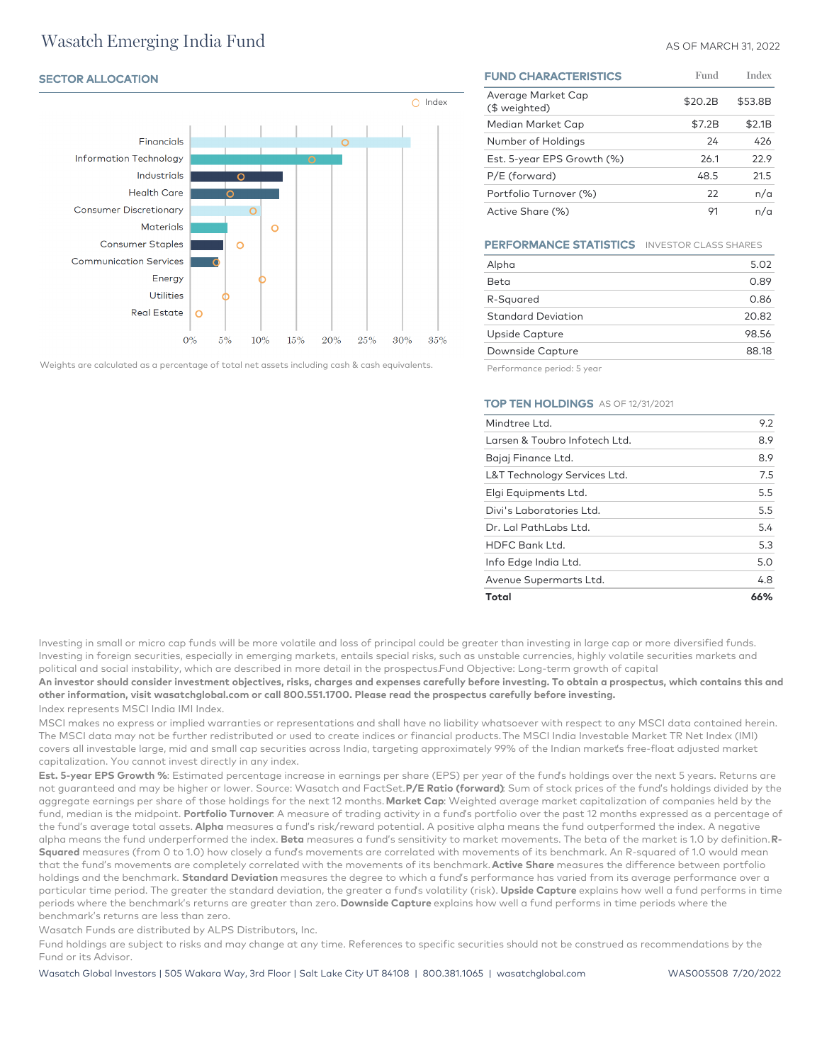# Wasatch Emerging India Fund

AS OF MARCH 31, 2022

## SECTOR ALLOCATION

Index

Financials
Information Technology
Industrials
Health Care
Consumer Discretionary
Materials
Consumer Staples
Communication Services
Energy
Utilities
Real Estate

0% 5% 10% 15% 20% 25% 30% 35%

Weights are calculated as a percentage of total net assets including cash & cash equivalents.

## FUND CHARACTERISTICS

| | Fund | Index |
|---|---|---|
| Average Market Cap ($ weighted) | $20.2B | $53.8B |
| Median Market Cap | $7.2B | $2.1B |
| Number of Holdings | 24 | 426 |
| Est. 5-year EPS Growth (%) | 26.1 | 22.9 |
| P/E (forward) | 48.5 | 21.5 |
| Portfolio Turnover (%) | 22 | n/a |
| Active Share (%) | 91 | n/a |

## PERFORMANCE STATISTICS INVESTOR CLASS SHARES

| | |
|---|---|
| Alpha | 5.02 |
| Beta | 0.89 |
| R-Squared | 0.86 |
| Standard Deviation | 20.82 |
| Upside Capture | 98.56 |
| Downside Capture | 88.18 |

Performance period: 5 year

## TOP TEN HOLDINGS AS OF 12/31/2021

| | |
|---|---|
| Mindtree Ltd. | 9.2 |
| Larsen & Toubro Infotech Ltd. | 8.9 |
| Bajaj Finance Ltd. | 8.9 |
| L&T Technology Services Ltd. | 7.5 |
| Elgi Equipments Ltd. | 5.5 |
| Divi's Laboratories Ltd. | 5.5 |
| Dr. Lal PathLabs Ltd. | 5.4 |
| HDFC Bank Ltd. | 5.3 |
| Info Edge India Ltd. | 5.0 |
| Avenue Supermarts Ltd. | 4.8 |
| **Total** | **66%** |

Investing in small or micro cap funds will be more volatile and loss of principal could be greater than investing in large cap or more diversified funds. Investing in foreign securities, especially in emerging markets, entails special risks, such as unstable currencies, highly volatile securities markets and political and social instability, which are described in more detail in the prospectus.Fund Objective: Long-term growth of capital

**An investor should consider investment objectives, risks, charges and expenses carefully before investing. To obtain a prospectus, which contains this and other information, visit wasatchglobal.com or call 800.551.1700. Please read the prospectus carefully before investing.**

Index represents MSCI India IMI Index.

MSCI makes no express or implied warranties or representations and shall have no liability whatsoever with respect to any MSCI data contained herein. The MSCI data may not be further redistributed or used to create indices or financial products. The MSCI India Investable Market TR Net Index (IMI) covers all investable large, mid and small cap securities across India, targeting approximately 99% of the Indian market's free-float adjusted market capitalization. You cannot invest directly in any index.

**Est. 5-year EPS Growth %**: Estimated percentage increase in earnings per share (EPS) per year of the fund's holdings over the next 5 years. Returns are not guaranteed and may be higher or lower. Source: Wasatch and FactSet. **P/E Ratio (forward)**: Sum of stock prices of the fund's holdings divided by the aggregate earnings per share of those holdings for the next 12 months. **Market Cap**: Weighted average market capitalization of companies held by the fund, median is the midpoint. **Portfolio Turnover**: A measure of trading activity in a fund's portfolio over the past 12 months expressed as a percentage of the fund's average total assets. **Alpha** measures a fund's risk/reward potential. A positive alpha means the fund outperformed the index. A negative alpha means the fund underperformed the index. **Beta** measures a fund's sensitivity to market movements. The beta of the market is 1.0 by definition. **R-Squared** measures (from 0 to 1.0) how closely a fund's movements are correlated with movements of its benchmark. An R-squared of 1.0 would mean that the fund's movements are completely correlated with the movements of its benchmark. **Active Share** measures the difference between portfolio holdings and the benchmark. **Standard Deviation** measures the degree to which a fund's performance has varied from its average performance over a particular time period. The greater the standard deviation, the greater a fund's volatility (risk). **Upside Capture** explains how well a fund performs in time periods where the benchmark's returns are greater than zero. **Downside Capture** explains how well a fund performs in time periods where the benchmark's returns are less than zero.

Wasatch Funds are distributed by ALPS Distributors, Inc.

Fund holdings are subject to risks and may change at any time. References to specific securities should not be construed as recommendations by the Fund or its Advisor.

Wasatch Global Investors | 505 Wakara Way, 3rd Floor | Salt Lake City UT 84108 | 800.381.1065 | wasatchglobal.com WAS005508 7/20/2022